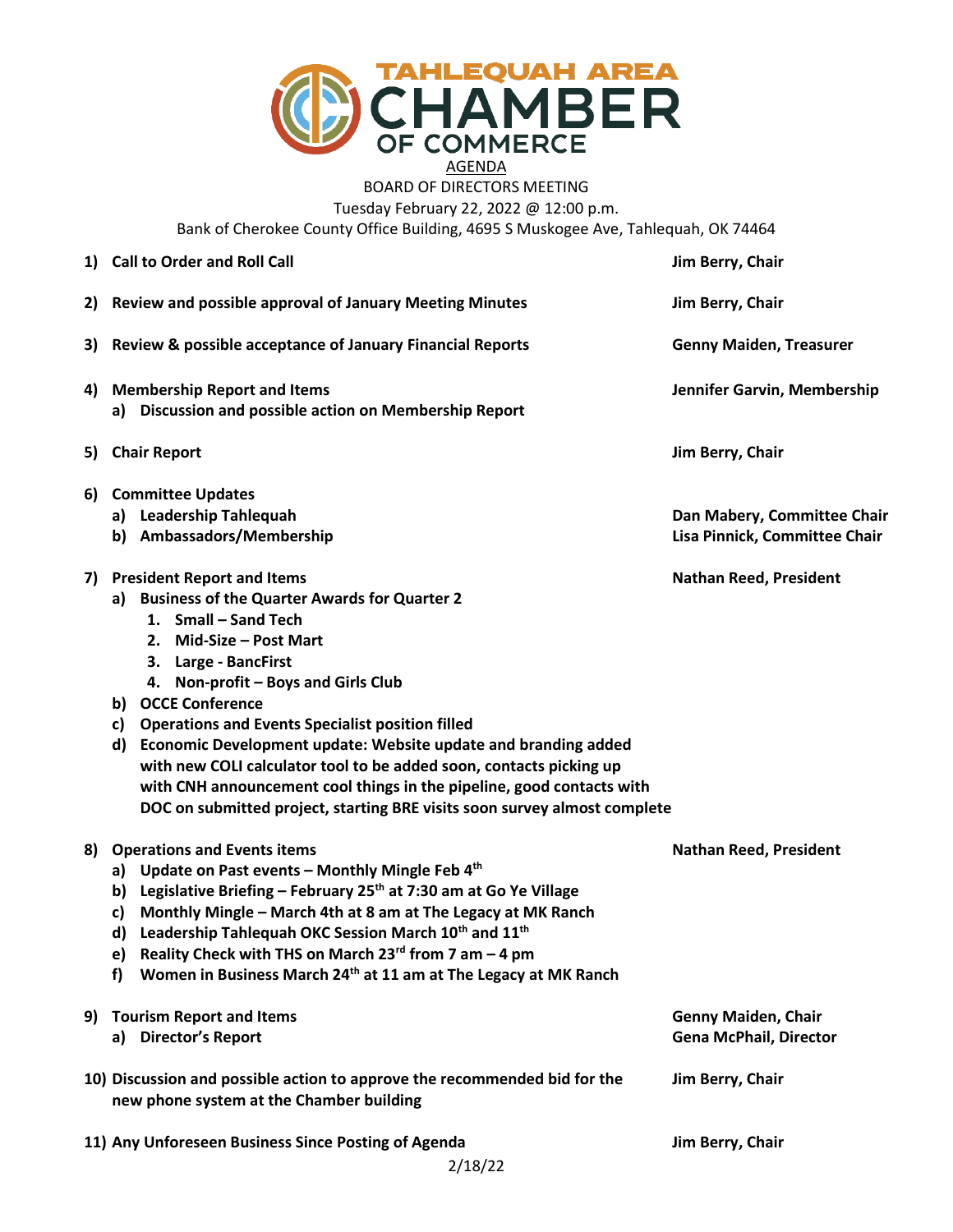# TAHLEQUAH AREA CHAMBER OF COMMERCE

AGENDA

BOARD OF DIRECTORS MEETING

Tuesday February 22, 2022 @ 12:00 p.m.

Bank of Cherokee County Office Building, 4695 S Muskogee Ave, Tahlequah, OK 74464

1) **Call to Order and Roll Call** — **Jim Berry, Chair**

2) **Review and possible approval of January Meeting Minutes** — **Jim Berry, Chair**

3) **Review & possible acceptance of January Financial Reports** — **Genny Maiden, Treasurer**

4) **Membership Report and Items** — **Jennifer Garvin, Membership**
   a) **Discussion and possible action on Membership Report**

5) **Chair Report** — **Jim Berry, Chair**

6) **Committee Updates**
   a) **Leadership Tahlequah** — **Dan Mabery, Committee Chair**
   b) **Ambassadors/Membership** — **Lisa Pinnick, Committee Chair**

7) **President Report and Items** — **Nathan Reed, President**
   a) **Business of the Quarter Awards for Quarter 2**
      1. **Small – Sand Tech**
      2. **Mid-Size – Post Mart**
      3. **Large - BancFirst**
      4. **Non-profit – Boys and Girls Club**
   b) **OCCE Conference**
   c) **Operations and Events Specialist position filled**
   d) **Economic Development update: Website update and branding added with new COLI calculator tool to be added soon, contacts picking up with CNH announcement cool things in the pipeline, good contacts with DOC on submitted project, starting BRE visits soon survey almost complete**

8) **Operations and Events items** — **Nathan Reed, President**
   a) **Update on Past events – Monthly Mingle Feb 4th**
   b) **Legislative Briefing – February 25th at 7:30 am at Go Ye Village**
   c) **Monthly Mingle – March 4th at 8 am at The Legacy at MK Ranch**
   d) **Leadership Tahlequah OKC Session March 10th and 11th**
   e) **Reality Check with THS on March 23rd from 7 am – 4 pm**
   f) **Women in Business March 24th at 11 am at The Legacy at MK Ranch**

9) **Tourism Report and Items** — **Genny Maiden, Chair**
   a) **Director's Report** — **Gena McPhail, Director**

10) **Discussion and possible action to approve the recommended bid for the new phone system at the Chamber building** — **Jim Berry, Chair**

11) **Any Unforeseen Business Since Posting of Agenda** — **Jim Berry, Chair**

2/18/22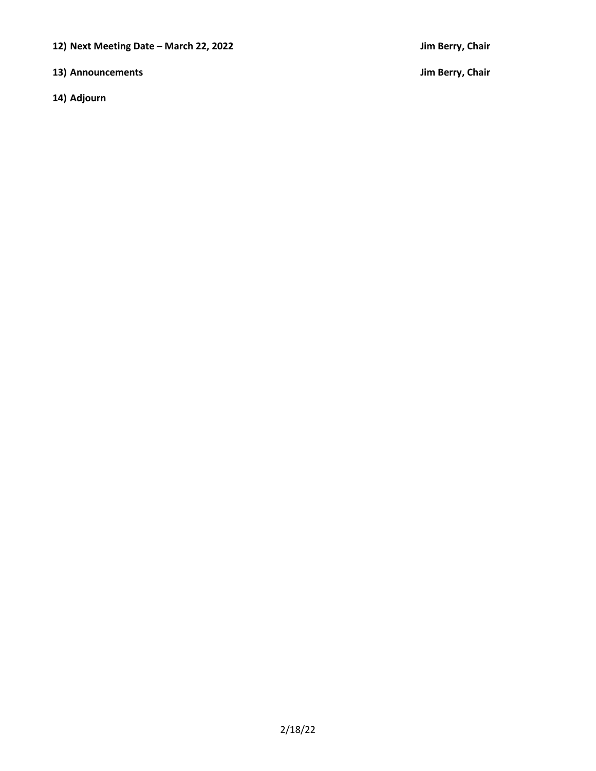**12) Next Meeting Date – March 22, 2022** **Jim Berry, Chair**

**13) Announcements** **Jim Berry, Chair**

**14) Adjourn**

2/18/22